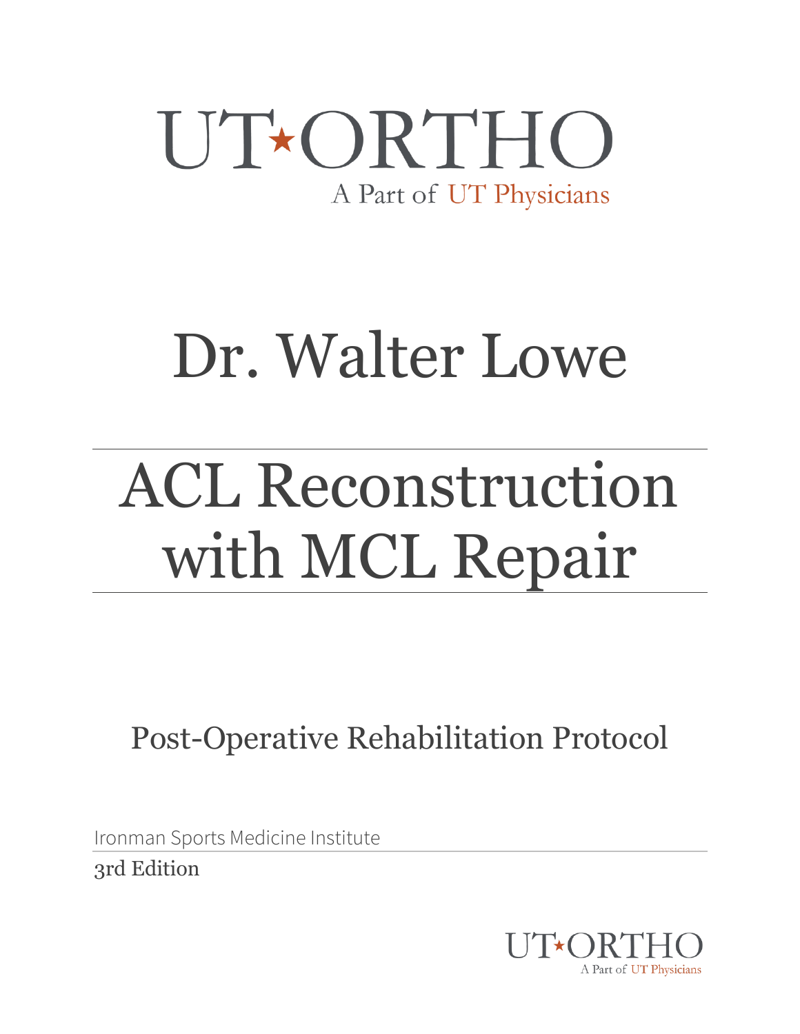UT★ORTHO

A Part of UT Physicians

# Dr. Walter Lowe

# ACL Reconstruction with MCL Repair

## Post-Operative Rehabilitation Protocol

Ironman Sports Medicine Institute

3rd Edition

UT★ORTHO

A Part of UT Physicians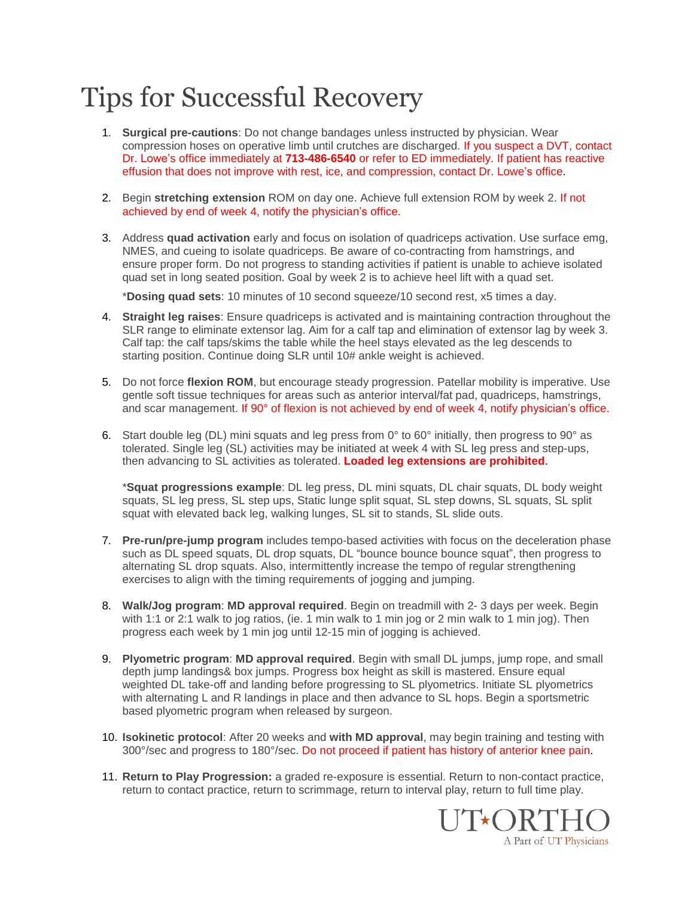# Tips for Successful Recovery

1. **Surgical pre-cautions**: Do not change bandages unless instructed by physician. Wear compression hoses on operative limb until crutches are discharged. If you suspect a DVT, contact Dr. Lowe's office immediately at **713-486-6540** or refer to ED immediately. If patient has reactive effusion that does not improve with rest, ice, and compression, contact Dr. Lowe's office.

2. Begin **stretching extension** ROM on day one. Achieve full extension ROM by week 2. If not achieved by end of week 4, notify the physician's office.

3. Address **quad activation** early and focus on isolation of quadriceps activation. Use surface emg, NMES, and cueing to isolate quadriceps. Be aware of co-contracting from hamstrings, and ensure proper form. Do not progress to standing activities if patient is unable to achieve isolated quad set in long seated position. Goal by week 2 is to achieve heel lift with a quad set.

   ***Dosing quad sets**: 10 minutes of 10 second squeeze/10 second rest, x5 times a day.

4. **Straight leg raises**: Ensure quadriceps is activated and is maintaining contraction throughout the SLR range to eliminate extensor lag. Aim for a calf tap and elimination of extensor lag by week 3. Calf tap: the calf taps/skims the table while the heel stays elevated as the leg descends to starting position. Continue doing SLR until 10# ankle weight is achieved.

5. Do not force **flexion ROM**, but encourage steady progression. Patellar mobility is imperative. Use gentle soft tissue techniques for areas such as anterior interval/fat pad, quadriceps, hamstrings, and scar management. If 90° of flexion is not achieved by end of week 4, notify physician's office.

6. Start double leg (DL) mini squats and leg press from 0° to 60° initially, then progress to 90° as tolerated. Single leg (SL) activities may be initiated at week 4 with SL leg press and step-ups, then advancing to SL activities as tolerated. **Loaded leg extensions are prohibited**.

   ***Squat progressions example**: DL leg press, DL mini squats, DL chair squats, DL body weight squats, SL leg press, SL step ups, Static lunge split squat, SL step downs, SL squats, SL split squat with elevated back leg, walking lunges, SL sit to stands, SL slide outs.

7. **Pre-run/pre-jump program** includes tempo-based activities with focus on the deceleration phase such as DL speed squats, DL drop squats, DL "bounce bounce bounce squat", then progress to alternating SL drop squats. Also, intermittently increase the tempo of regular strengthening exercises to align with the timing requirements of jogging and jumping.

8. **Walk/Jog program**: **MD approval required**. Begin on treadmill with 2- 3 days per week. Begin with 1:1 or 2:1 walk to jog ratios, (ie. 1 min walk to 1 min jog or 2 min walk to 1 min jog). Then progress each week by 1 min jog until 12-15 min of jogging is achieved.

9. **Plyometric program**: **MD approval required**. Begin with small DL jumps, jump rope, and small depth jump landings& box jumps. Progress box height as skill is mastered. Ensure equal weighted DL take-off and landing before progressing to SL plyometrics. Initiate SL plyometrics with alternating L and R landings in place and then advance to SL hops. Begin a sportsmetric based plyometric program when released by surgeon.

10. **Isokinetic protocol**: After 20 weeks and **with MD approval**, may begin training and testing with 300°/sec and progress to 180°/sec. Do not proceed if patient has history of anterior knee pain.

11. **Return to Play Progression:** a graded re-exposure is essential. Return to non-contact practice, return to contact practice, return to scrimmage, return to interval play, return to full time play.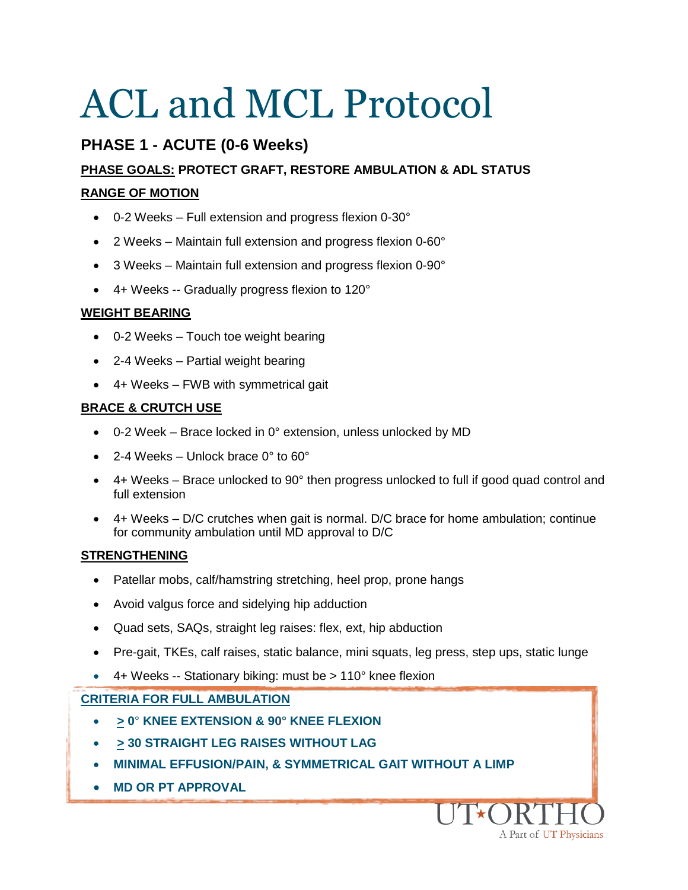# ACL and MCL Protocol

## PHASE 1 - ACUTE (0-6 Weeks)

**PHASE GOALS: PROTECT GRAFT, RESTORE AMBULATION & ADL STATUS**

**RANGE OF MOTION**

- 0-2 Weeks – Full extension and progress flexion 0-30°
- 2 Weeks – Maintain full extension and progress flexion 0-60°
- 3 Weeks – Maintain full extension and progress flexion 0-90°
- 4+ Weeks -- Gradually progress flexion to 120°

**WEIGHT BEARING**

- 0-2 Weeks – Touch toe weight bearing
- 2-4 Weeks – Partial weight bearing
- 4+ Weeks – FWB with symmetrical gait

**BRACE & CRUTCH USE**

- 0-2 Week – Brace locked in 0° extension, unless unlocked by MD
- 2-4 Weeks – Unlock brace 0° to 60°
- 4+ Weeks – Brace unlocked to 90° then progress unlocked to full if good quad control and full extension
- 4+ Weeks – D/C crutches when gait is normal. D/C brace for home ambulation; continue for community ambulation until MD approval to D/C

**STRENGTHENING**

- Patellar mobs, calf/hamstring stretching, heel prop, prone hangs
- Avoid valgus force and sidelying hip adduction
- Quad sets, SAQs, straight leg raises: flex, ext, hip abduction
- Pre-gait, TKEs, calf raises, static balance, mini squats, leg press, step ups, static lunge
- 4+ Weeks -- Stationary biking: must be > 110° knee flexion

**CRITERIA FOR FULL AMBULATION**

- **≥ 0° KNEE EXTENSION & 90° KNEE FLEXION**
- **≥ 30 STRAIGHT LEG RAISES WITHOUT LAG**
- **MINIMAL EFFUSION/PAIN, & SYMMETRICAL GAIT WITHOUT A LIMP**
- **MD OR PT APPROVAL**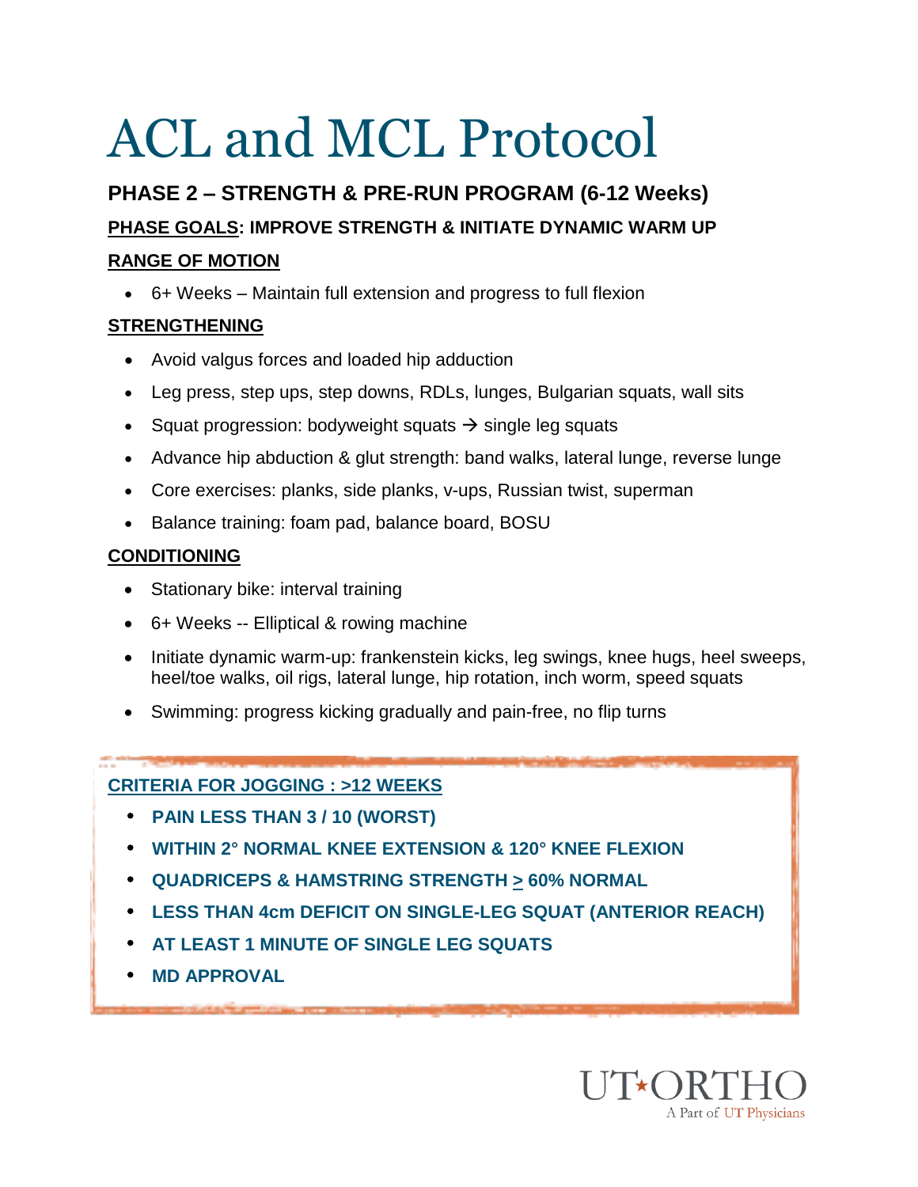# ACL and MCL Protocol

### PHASE 2 – STRENGTH & PRE-RUN PROGRAM (6-12 Weeks)

**PHASE GOALS: IMPROVE STRENGTH & INITIATE DYNAMIC WARM UP**

**RANGE OF MOTION**

- 6+ Weeks – Maintain full extension and progress to full flexion

**STRENGTHENING**

- Avoid valgus forces and loaded hip adduction
- Leg press, step ups, step downs, RDLs, lunges, Bulgarian squats, wall sits
- Squat progression: bodyweight squats → single leg squats
- Advance hip abduction & glut strength: band walks, lateral lunge, reverse lunge
- Core exercises: planks, side planks, v-ups, Russian twist, superman
- Balance training: foam pad, balance board, BOSU

**CONDITIONING**

- Stationary bike: interval training
- 6+ Weeks -- Elliptical & rowing machine
- Initiate dynamic warm-up: frankenstein kicks, leg swings, knee hugs, heel sweeps, heel/toe walks, oil rigs, lateral lunge, hip rotation, inch worm, speed squats
- Swimming: progress kicking gradually and pain-free, no flip turns

**CRITERIA FOR JOGGING : >12 WEEKS**

- **PAIN LESS THAN 3 / 10 (WORST)**
- **WITHIN 2° NORMAL KNEE EXTENSION & 120° KNEE FLEXION**
- **QUADRICEPS & HAMSTRING STRENGTH ≥ 60% NORMAL**
- **LESS THAN 4cm DEFICIT ON SINGLE-LEG SQUAT (ANTERIOR REACH)**
- **AT LEAST 1 MINUTE OF SINGLE LEG SQUATS**
- **MD APPROVAL**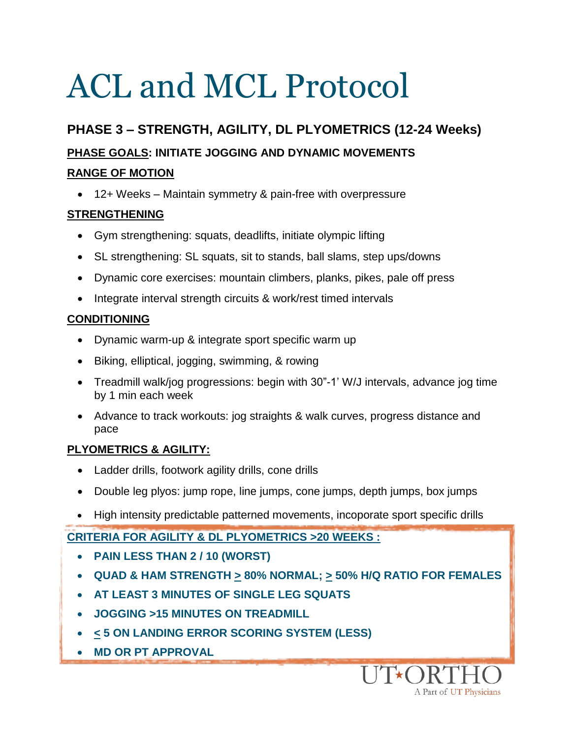# ACL and MCL Protocol

## PHASE 3 – STRENGTH, AGILITY, DL PLYOMETRICS (12-24 Weeks)

**PHASE GOALS: INITIATE JOGGING AND DYNAMIC MOVEMENTS**

**RANGE OF MOTION**

- 12+ Weeks – Maintain symmetry & pain-free with overpressure

**STRENGTHENING**

- Gym strengthening: squats, deadlifts, initiate olympic lifting
- SL strengthening: SL squats, sit to stands, ball slams, step ups/downs
- Dynamic core exercises: mountain climbers, planks, pikes, pale off press
- Integrate interval strength circuits & work/rest timed intervals

**CONDITIONING**

- Dynamic warm-up & integrate sport specific warm up
- Biking, elliptical, jogging, swimming, & rowing
- Treadmill walk/jog progressions: begin with 30"-1' W/J intervals, advance jog time by 1 min each week
- Advance to track workouts: jog straights & walk curves, progress distance and pace

**PLYOMETRICS & AGILITY:**

- Ladder drills, footwork agility drills, cone drills
- Double leg plyos: jump rope, line jumps, cone jumps, depth jumps, box jumps
- High intensity predictable patterned movements, incoporate sport specific drills

**CRITERIA FOR AGILITY & DL PLYOMETRICS >20 WEEKS :**

- **PAIN LESS THAN 2 / 10 (WORST)**
- **QUAD & HAM STRENGTH ≥ 80% NORMAL; ≥ 50% H/Q RATIO FOR FEMALES**
- **AT LEAST 3 MINUTES OF SINGLE LEG SQUATS**
- **JOGGING >15 MINUTES ON TREADMILL**
- **≤ 5 ON LANDING ERROR SCORING SYSTEM (LESS)**
- **MD OR PT APPROVAL**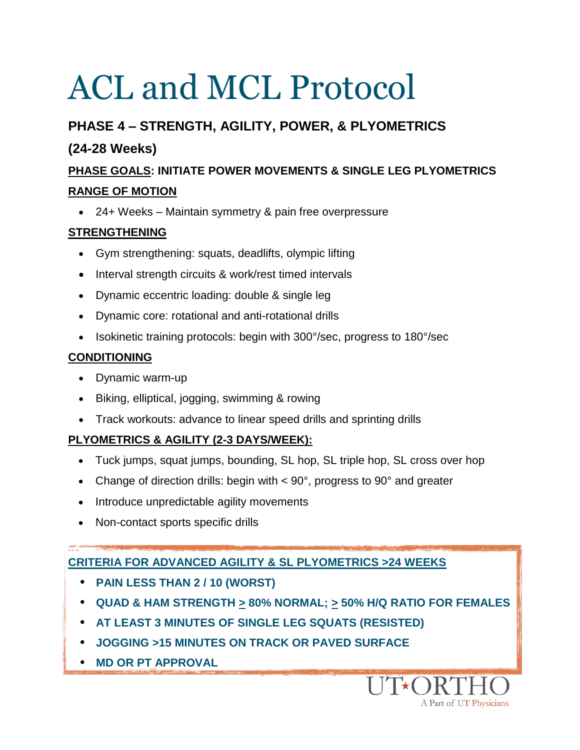# ACL and MCL Protocol

## PHASE 4 – STRENGTH, AGILITY, POWER, & PLYOMETRICS

## (24-28 Weeks)

**PHASE GOALS: INITIATE POWER MOVEMENTS & SINGLE LEG PLYOMETRICS**

**RANGE OF MOTION**

- 24+ Weeks – Maintain symmetry & pain free overpressure

**STRENGTHENING**

- Gym strengthening: squats, deadlifts, olympic lifting
- Interval strength circuits & work/rest timed intervals
- Dynamic eccentric loading: double & single leg
- Dynamic core: rotational and anti-rotational drills
- Isokinetic training protocols: begin with 300°/sec, progress to 180°/sec

**CONDITIONING**

- Dynamic warm-up
- Biking, elliptical, jogging, swimming & rowing
- Track workouts: advance to linear speed drills and sprinting drills

**PLYOMETRICS & AGILITY (2-3 DAYS/WEEK):**

- Tuck jumps, squat jumps, bounding, SL hop, SL triple hop, SL cross over hop
- Change of direction drills: begin with < 90°, progress to 90° and greater
- Introduce unpredictable agility movements
- Non-contact sports specific drills

**CRITERIA FOR ADVANCED AGILITY & SL PLYOMETRICS >24 WEEKS**

- **PAIN LESS THAN 2 / 10 (WORST)**
- **QUAD & HAM STRENGTH ≥ 80% NORMAL; ≥ 50% H/Q RATIO FOR FEMALES**
- **AT LEAST 3 MINUTES OF SINGLE LEG SQUATS (RESISTED)**
- **JOGGING >15 MINUTES ON TRACK OR PAVED SURFACE**
- **MD OR PT APPROVAL**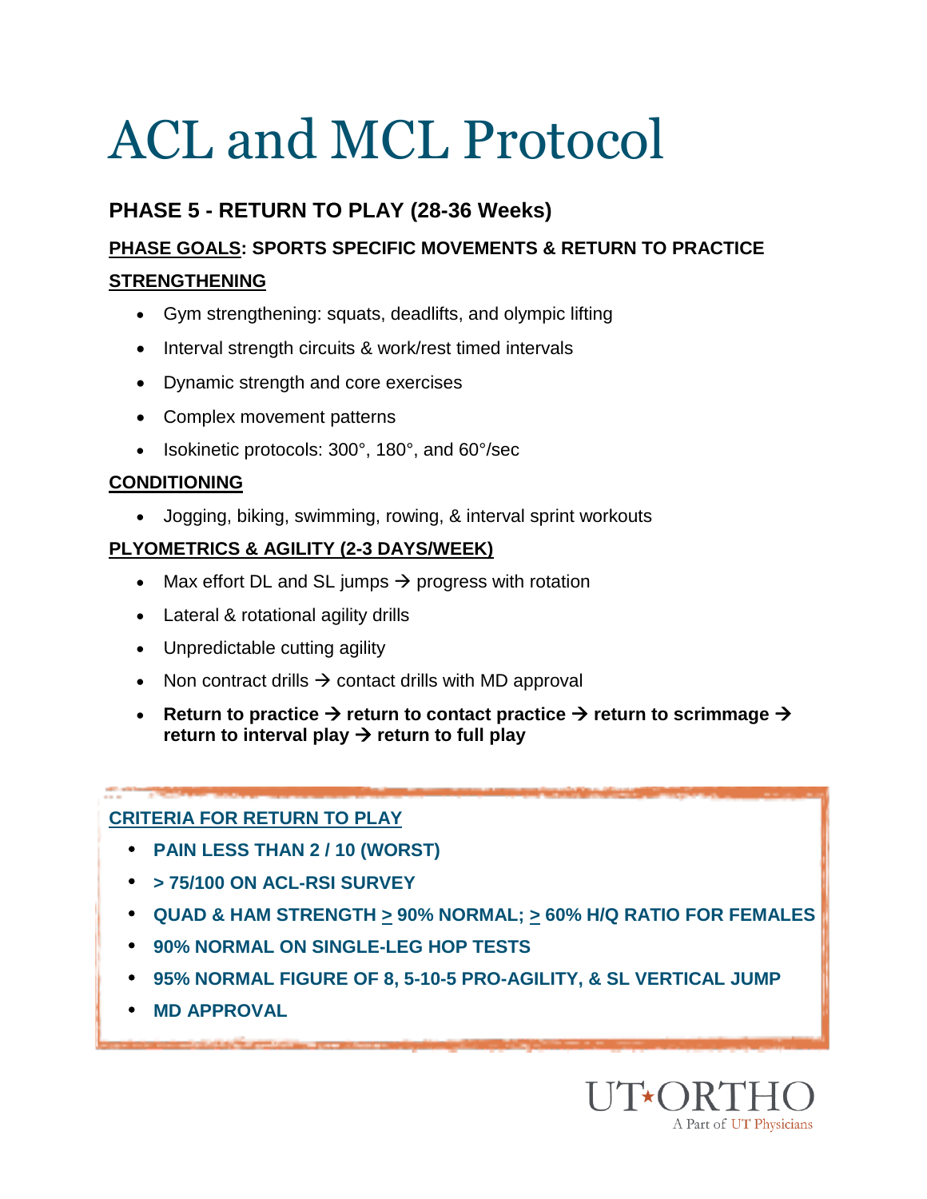# ACL and MCL Protocol

## PHASE 5 - RETURN TO PLAY (28-36 Weeks)

**PHASE GOALS: SPORTS SPECIFIC MOVEMENTS & RETURN TO PRACTICE**

**STRENGTHENING**

- Gym strengthening: squats, deadlifts, and olympic lifting
- Interval strength circuits & work/rest timed intervals
- Dynamic strength and core exercises
- Complex movement patterns
- Isokinetic protocols: 300°, 180°, and 60°/sec

**CONDITIONING**

- Jogging, biking, swimming, rowing, & interval sprint workouts

**PLYOMETRICS & AGILITY (2-3 DAYS/WEEK)**

- Max effort DL and SL jumps → progress with rotation
- Lateral & rotational agility drills
- Unpredictable cutting agility
- Non contract drills → contact drills with MD approval
- **Return to practice → return to contact practice → return to scrimmage → return to interval play → return to full play**

**CRITERIA FOR RETURN TO PLAY**

- **PAIN LESS THAN 2 / 10 (WORST)**
- **> 75/100 ON ACL-RSI SURVEY**
- **QUAD & HAM STRENGTH ≥ 90% NORMAL; ≥ 60% H/Q RATIO FOR FEMALES**
- **90% NORMAL ON SINGLE-LEG HOP TESTS**
- **95% NORMAL FIGURE OF 8, 5-10-5 PRO-AGILITY, & SL VERTICAL JUMP**
- **MD APPROVAL**

UT ORTHO
A Part of UT Physicians